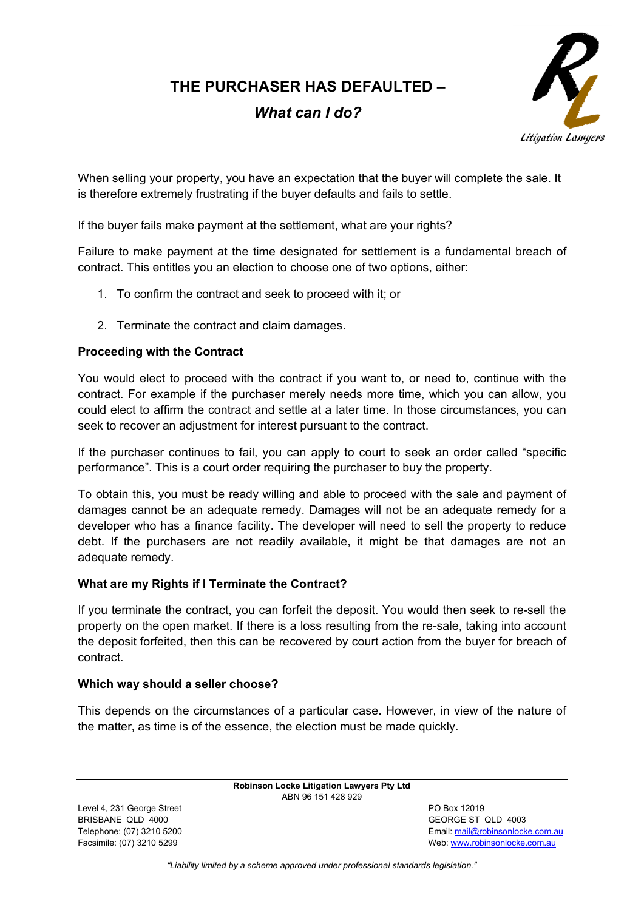# THE PURCHASER HAS DEFAULTED –

## *What can I do?*

When selling your property, you have an expectation that the buyer will complete the sale. It is therefore extremely frustrating if the buyer defaults and fails to settle.

If the buyer fails make payment at the settlement, what are your rights?

Failure to make payment at the time designated for settlement is a fundamental breach of contract. This entitles you an election to choose one of two options, either:

1. To confirm the contract and seek to proceed with it; or
2. Terminate the contract and claim damages.

**Proceeding with the Contract**

You would elect to proceed with the contract if you want to, or need to, continue with the contract. For example if the purchaser merely needs more time, which you can allow, you could elect to affirm the contract and settle at a later time. In those circumstances, you can seek to recover an adjustment for interest pursuant to the contract.

If the purchaser continues to fail, you can apply to court to seek an order called "specific performance". This is a court order requiring the purchaser to buy the property.

To obtain this, you must be ready willing and able to proceed with the sale and payment of damages cannot be an adequate remedy. Damages will not be an adequate remedy for a developer who has a finance facility. The developer will need to sell the property to reduce debt. If the purchasers are not readily available, it might be that damages are not an adequate remedy.

**What are my Rights if I Terminate the Contract?**

If you terminate the contract, you can forfeit the deposit. You would then seek to re-sell the property on the open market. If there is a loss resulting from the re-sale, taking into account the deposit forfeited, then this can be recovered by court action from the buyer for breach of contract.

**Which way should a seller choose?**

This depends on the circumstances of a particular case. However, in view of the nature of the matter, as time is of the essence, the election must be made quickly.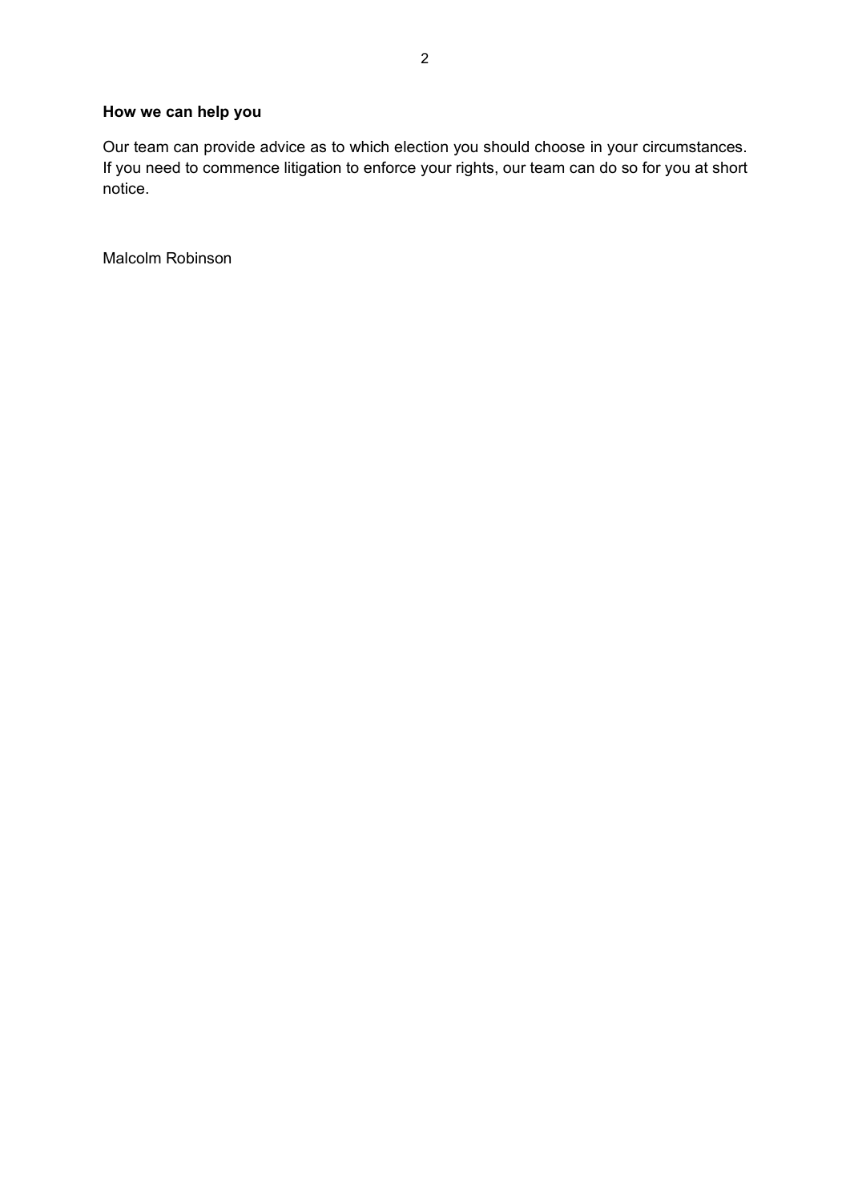**How we can help you**

Our team can provide advice as to which election you should choose in your circumstances. If you need to commence litigation to enforce your rights, our team can do so for you at short notice.

Malcolm Robinson